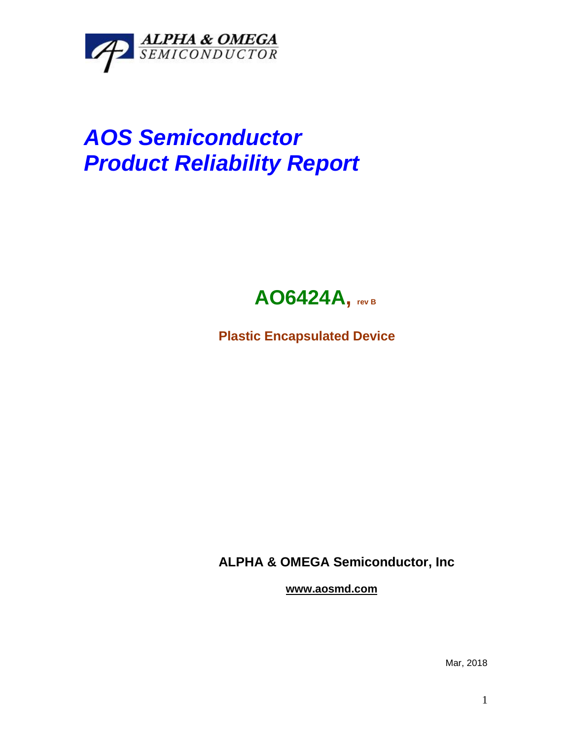ALPHA & OMEGA
SEMICONDUCTOR

# *AOS Semiconductor*
# *Product Reliability Report*

## AO6424A, rev B

**Plastic Encapsulated Device**

**ALPHA & OMEGA Semiconductor, Inc**

**www.aosmd.com**

Mar, 2018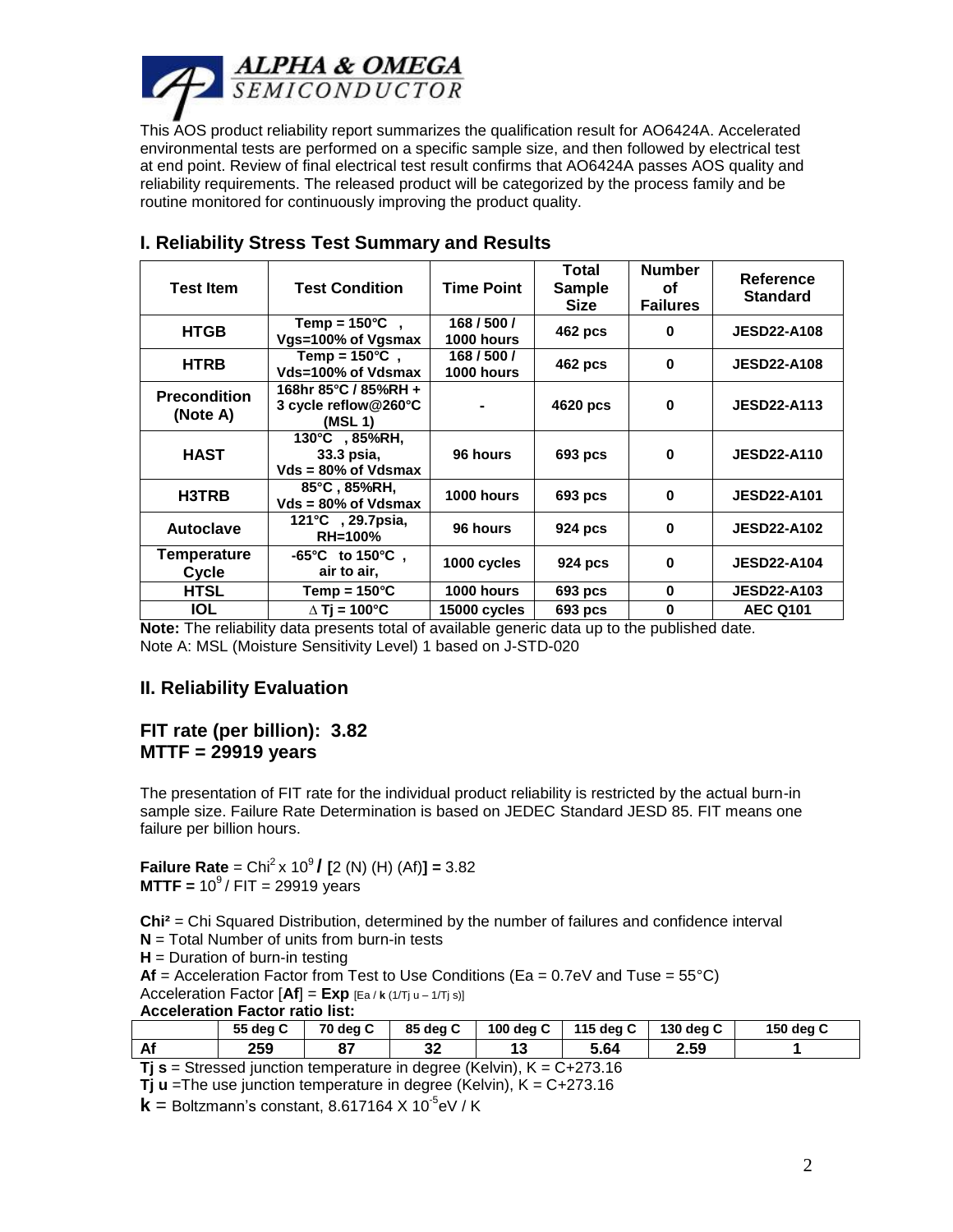This AOS product reliability report summarizes the qualification result for AO6424A. Accelerated environmental tests are performed on a specific sample size, and then followed by electrical test at end point. Review of final electrical test result confirms that AO6424A passes AOS quality and reliability requirements. The released product will be categorized by the process family and be routine monitored for continuously improving the product quality.

## I. Reliability Stress Test Summary and Results

| Test Item | Test Condition | Time Point | Total Sample Size | Number of Failures | Reference Standard |
|---|---|---|---|---|---|
| HTGB | Temp = 150°C , Vgs=100% of Vgsmax | 168 / 500 / 1000 hours | 462 pcs | 0 | JESD22-A108 |
| HTRB | Temp = 150°C , Vds=100% of Vdsmax | 168 / 500 / 1000 hours | 462 pcs | 0 | JESD22-A108 |
| Precondition (Note A) | 168hr 85°C / 85%RH + 3 cycle reflow@260°C (MSL 1) | - | 4620 pcs | 0 | JESD22-A113 |
| HAST | 130°C , 85%RH, 33.3 psia, Vds = 80% of Vdsmax | 96 hours | 693 pcs | 0 | JESD22-A110 |
| H3TRB | 85°C , 85%RH, Vds = 80% of Vdsmax | 1000 hours | 693 pcs | 0 | JESD22-A101 |
| Autoclave | 121°C , 29.7psia, RH=100% | 96 hours | 924 pcs | 0 | JESD22-A102 |
| Temperature Cycle | -65°C to 150°C , air to air, | 1000 cycles | 924 pcs | 0 | JESD22-A104 |
| HTSL | Temp = 150°C | 1000 hours | 693 pcs | 0 | JESD22-A103 |
| IOL | $\Delta$ Tj = 100°C | 15000 cycles | 693 pcs | 0 | AEC Q101 |

**Note:** The reliability data presents total of available generic data up to the published date.
Note A: MSL (Moisture Sensitivity Level) 1 based on J-STD-020

## II. Reliability Evaluation

### FIT rate (per billion): 3.82
### MTTF = 29919 years

The presentation of FIT rate for the individual product reliability is restricted by the actual burn-in sample size. Failure Rate Determination is based on JEDEC Standard JESD 85. FIT means one failure per billion hours.

**Failure Rate** = $\text{Chi}^2 \times 10^9$ **/ [**2 (N) (H) (Af)**] =** 3.82
**MTTF =** $10^9$ / FIT = 29919 years

**Chi²** = Chi Squared Distribution, determined by the number of failures and confidence interval
**N** = Total Number of units from burn-in tests
**H** = Duration of burn-in testing
**Af** = Acceleration Factor from Test to Use Conditions (Ea = 0.7eV and Tuse = 55°C)
Acceleration Factor [**Af**] = **Exp** [Ea / **k** (1/Tj u – 1/Tj s)]
**Acceleration Factor ratio list:**

| | 55 deg C | 70 deg C | 85 deg C | 100 deg C | 115 deg C | 130 deg C | 150 deg C |
|---|---|---|---|---|---|---|---|
| Af | 259 | 87 | 32 | 13 | 5.64 | 2.59 | 1 |

**Tj s** = Stressed junction temperature in degree (Kelvin), K = C+273.16
**Tj u** =The use junction temperature in degree (Kelvin), K = C+273.16
**k** = Boltzmann's constant, 8.617164 X $10^{-5}$eV / K